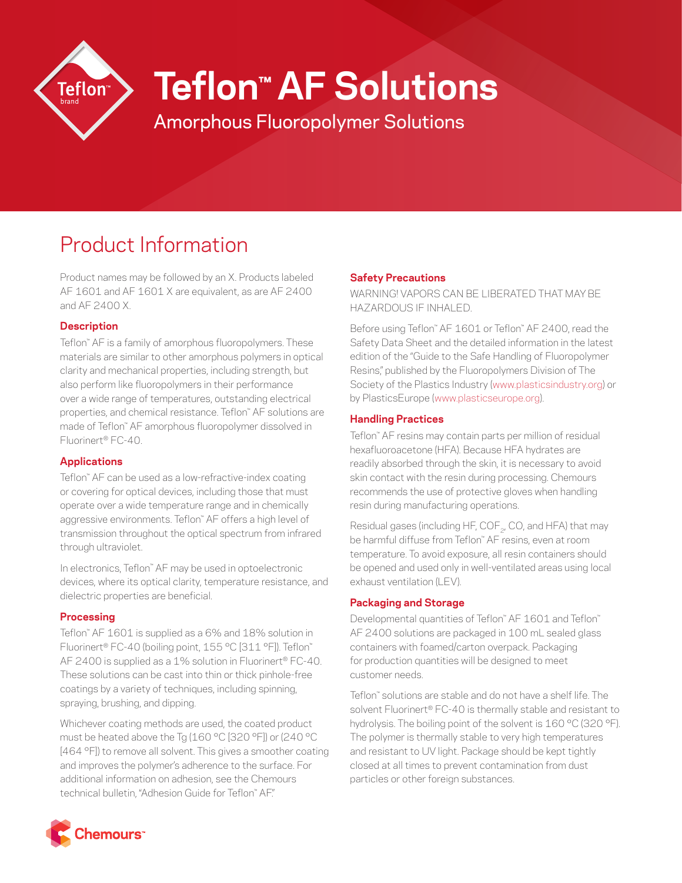# Teflon™ AF Solutions

Amorphous Fluoropolymer Solutions

## Product Information

Product names may be followed by an X. Products labeled AF 1601 and AF 1601 X are equivalent, as are AF 2400 and AF 2400 X.

### Description

Teflon™ AF is a family of amorphous fluoropolymers. These materials are similar to other amorphous polymers in optical clarity and mechanical properties, including strength, but also perform like fluoropolymers in their performance over a wide range of temperatures, outstanding electrical properties, and chemical resistance. Teflon™ AF solutions are made of Teflon™ AF amorphous fluoropolymer dissolved in Fluorinert® FC-40.

### Applications

Teflon™ AF can be used as a low-refractive-index coating or covering for optical devices, including those that must operate over a wide temperature range and in chemically aggressive environments. Teflon™ AF offers a high level of transmission throughout the optical spectrum from infrared through ultraviolet.

In electronics, Teflon™ AF may be used in optoelectronic devices, where its optical clarity, temperature resistance, and dielectric properties are beneficial.

### Processing

Teflon™ AF 1601 is supplied as a 6% and 18% solution in Fluorinert® FC-40 (boiling point, 155 °C [311 °F]). Teflon™ AF 2400 is supplied as a 1% solution in Fluorinert® FC-40. These solutions can be cast into thin or thick pinhole-free coatings by a variety of techniques, including spinning, spraying, brushing, and dipping.

Whichever coating methods are used, the coated product must be heated above the Tg (160 °C [320 °F]) or (240 °C [464 °F]) to remove all solvent. This gives a smoother coating and improves the polymer's adherence to the surface. For additional information on adhesion, see the Chemours technical bulletin, "Adhesion Guide for Teflon™ AF."

### Safety Precautions

WARNING! VAPORS CAN BE LIBERATED THAT MAY BE HAZARDOUS IF INHALED.

Before using Teflon™ AF 1601 or Teflon™ AF 2400, read the Safety Data Sheet and the detailed information in the latest edition of the "Guide to the Safe Handling of Fluoropolymer Resins," published by the Fluoropolymers Division of The Society of the Plastics Industry (www.plasticsindustry.org) or by PlasticsEurope (www.plasticseurope.org).

### Handling Practices

Teflon™ AF resins may contain parts per million of residual hexafluoroacetone (HFA). Because HFA hydrates are readily absorbed through the skin, it is necessary to avoid skin contact with the resin during processing. Chemours recommends the use of protective gloves when handling resin during manufacturing operations.

Residual gases (including HF, $COF_2$, CO, and HFA) that may be harmful diffuse from Teflon™ AF resins, even at room temperature. To avoid exposure, all resin containers should be opened and used only in well-ventilated areas using local exhaust ventilation (LEV).

### Packaging and Storage

Developmental quantities of Teflon™ AF 1601 and Teflon™ AF 2400 solutions are packaged in 100 mL sealed glass containers with foamed/carton overpack. Packaging for production quantities will be designed to meet customer needs.

Teflon™ solutions are stable and do not have a shelf life. The solvent Fluorinert® FC-40 is thermally stable and resistant to hydrolysis. The boiling point of the solvent is 160 °C (320 °F). The polymer is thermally stable to very high temperatures and resistant to UV light. Package should be kept tightly closed at all times to prevent contamination from dust particles or other foreign substances.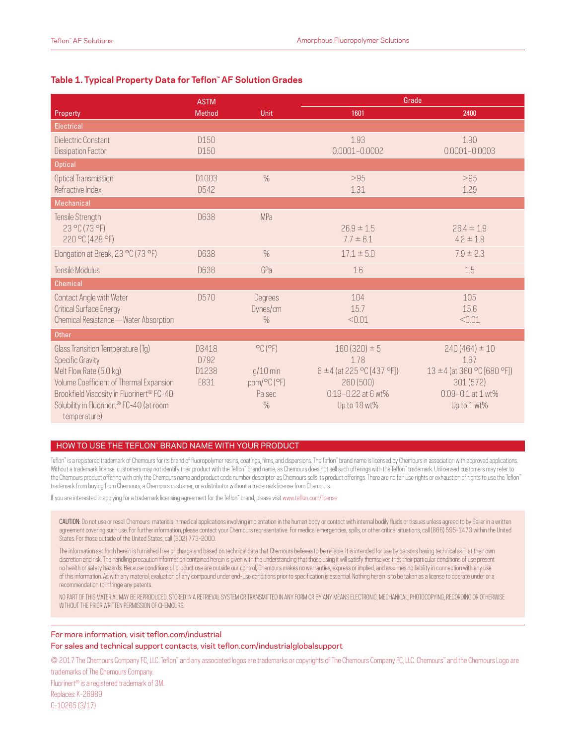### Table 1. Typical Property Data for Teflon™ AF Solution Grades

| Property | ASTM Method | Unit | Grade 1601 | Grade 2400 |
|---|---|---|---|---|
| **Electrical** | | | | |
| Dielectric Constant | D150 | | 1.93 | 1.90 |
| Dissipation Factor | D150 | | 0.0001–0.0002 | 0.0001–0.0003 |
| **Optical** | | | | |
| Optical Transmission | D1003 | % | >95 | >95 |
| Refractive Index | D542 | | 1.31 | 1.29 |
| **Mechanical** | | | | |
| Tensile Strength | D638 | MPa | | |
| 23 °C (73 °F) | | | 26.9 ± 1.5 | 26.4 ± 1.9 |
| 220 °C (428 °F) | | | 7.7 ± 6.1 | 4.2 ± 1.8 |
| Elongation at Break, 23 °C (73 °F) | D638 | % | 17.1 ± 5.0 | 7.9 ± 2.3 |
| Tensile Modulus | D638 | GPa | 1.6 | 1.5 |
| **Chemical** | | | | |
| Contact Angle with Water | D570 | Degrees | 104 | 105 |
| Critical Surface Energy | | Dynes/cm | 15.7 | 15.6 |
| Chemical Resistance—Water Absorption | | % | <0.01 | <0.01 |
| **Other** | | | | |
| Glass Transition Temperature (Tg) | D3418 | °C (°F) | 160 (320) ± 5 | 240 (464) ± 10 |
| Specific Gravity | D792 | | 1.78 | 1.67 |
| Melt Flow Rate (5.0 kg) | D1238 | g/10 min | 6 ±4 (at 225 °C [437 °F]) | 13 ±4 (at 360 °C [680 °F]) |
| Volume Coefficient of Thermal Expansion | E831 | ppm/°C (°F) | 260 (500) | 301 (572) |
| Brookfield Viscosity in Fluorinert® FC-40 | | Pa·sec | 0.19–0.22 at 6 wt% | 0.09–0.1 at 1 wt% |
| Solubility in Fluorinert® FC-40 (at room temperature) | | % | Up to 18 wt% | Up to 1 wt% |

## HOW TO USE THE TEFLON™ BRAND NAME WITH YOUR PRODUCT

Teflon™ is a registered trademark of Chemours for its brand of fluoropolymer resins, coatings, films, and dispersions. The Teflon™ brand name is licensed by Chemours in association with approved applications. Without a trademark license, customers may not identify their product with the Teflon™ brand name, as Chemours does not sell such offerings with the Teflon™ trademark. Unlicensed customers may refer to the Chemours product offering with only the Chemours name and product code number descriptor as Chemours sells its product offerings. There are no fair use rights or exhaustion of rights to use the Teflon™ trademark from buying from Chemours, a Chemours customer, or a distributor without a trademark license from Chemours.

If you are interested in applying for a trademark licensing agreement for the Teflon™ brand, please visit www.teflon.com/license

CAUTION: Do not use or resell Chemours materials in medical applications involving implantation in the human body or contact with internal bodily fluids or tissues unless agreed to by Seller in a written agreement covering such use. For further information, please contact your Chemours representative. For medical emergencies, spills, or other critical situations, call (866) 595-1473 within the United States. For those outside of the United States, call (302) 773-2000.

The information set forth herein is furnished free of charge and based on technical data that Chemours believes to be reliable. It is intended for use by persons having technical skill, at their own discretion and risk. The handling precaution information contained herein is given with the understanding that those using it will satisfy themselves that their particular conditions of use present no health or safety hazards. Because conditions of product use are outside our control, Chemours makes no warranties, express or implied, and assumes no liability in connection with any use of this information. As with any material, evaluation of any compound under end-use conditions prior to specification is essential. Nothing herein is to be taken as a license to operate under or a recommendation to infringe any patents.

NO PART OF THIS MATERIAL MAY BE REPRODUCED, STORED IN A RETRIEVAL SYSTEM OR TRANSMITTED IN ANY FORM OR BY ANY MEANS ELECTRONIC, MECHANICAL, PHOTOCOPYING, RECORDING OR OTHERWISE WITHOUT THE PRIOR WRITTEN PERMISSION OF CHEMOURS.

For more information, visit teflon.com/industrial

For sales and technical support contacts, visit teflon.com/industrialglobalsupport

© 2017 The Chemours Company FC, LLC. Teflon™ and any associated logos are trademarks or copyrights of The Chemours Company FC, LLC. Chemours™ and the Chemours Logo are trademarks of The Chemours Company.

Fluorinert® is a registered trademark of 3M.

Replaces: K-26989

C-10265 (3/17)